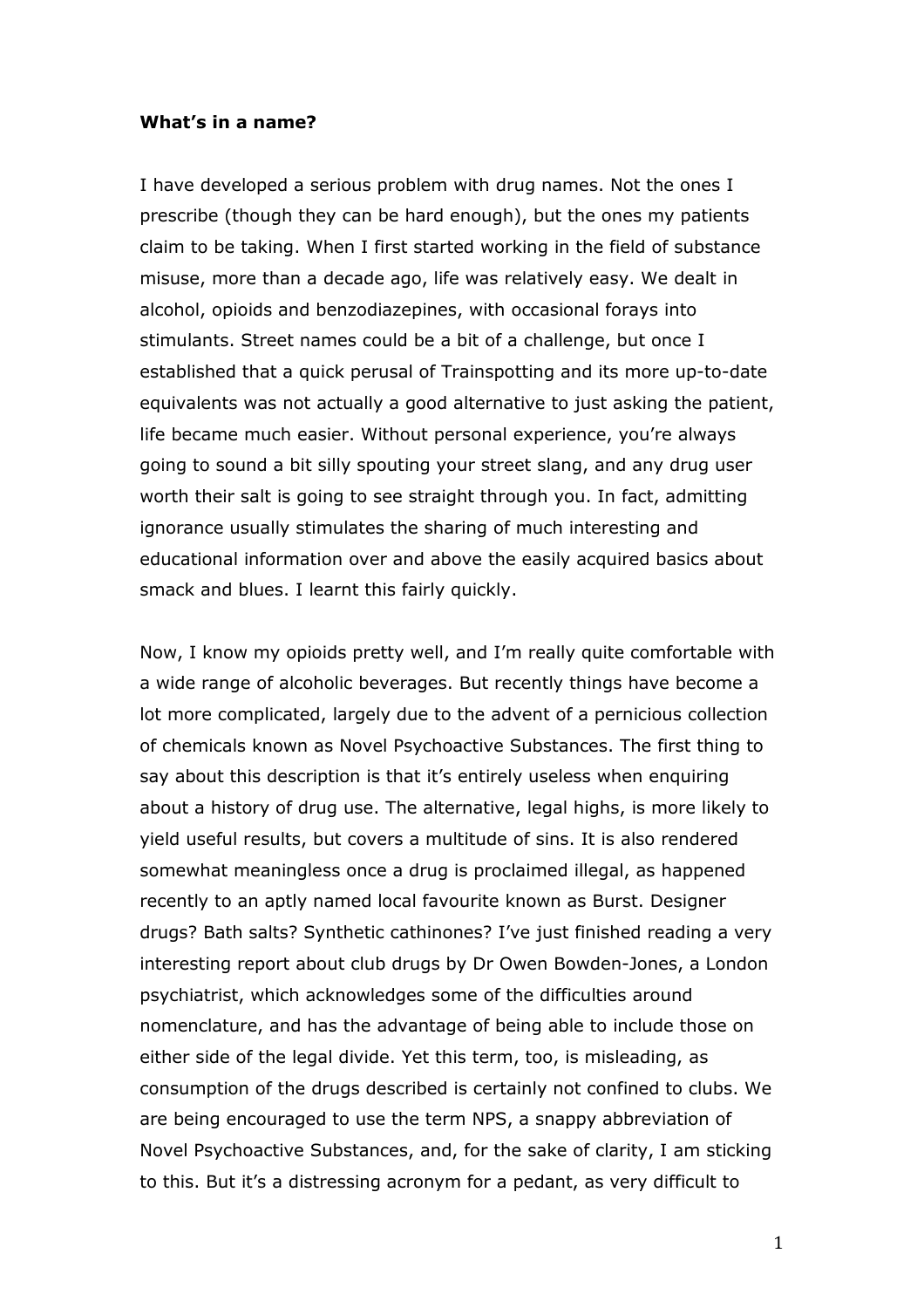**What's in a name?**

I have developed a serious problem with drug names. Not the ones I prescribe (though they can be hard enough), but the ones my patients claim to be taking. When I first started working in the field of substance misuse, more than a decade ago, life was relatively easy. We dealt in alcohol, opioids and benzodiazepines, with occasional forays into stimulants. Street names could be a bit of a challenge, but once I established that a quick perusal of Trainspotting and its more up-to-date equivalents was not actually a good alternative to just asking the patient, life became much easier. Without personal experience, you're always going to sound a bit silly spouting your street slang, and any drug user worth their salt is going to see straight through you. In fact, admitting ignorance usually stimulates the sharing of much interesting and educational information over and above the easily acquired basics about smack and blues. I learnt this fairly quickly.

Now, I know my opioids pretty well, and I'm really quite comfortable with a wide range of alcoholic beverages. But recently things have become a lot more complicated, largely due to the advent of a pernicious collection of chemicals known as Novel Psychoactive Substances. The first thing to say about this description is that it's entirely useless when enquiring about a history of drug use. The alternative, legal highs, is more likely to yield useful results, but covers a multitude of sins. It is also rendered somewhat meaningless once a drug is proclaimed illegal, as happened recently to an aptly named local favourite known as Burst. Designer drugs? Bath salts? Synthetic cathinones? I've just finished reading a very interesting report about club drugs by Dr Owen Bowden-Jones, a London psychiatrist, which acknowledges some of the difficulties around nomenclature, and has the advantage of being able to include those on either side of the legal divide. Yet this term, too, is misleading, as consumption of the drugs described is certainly not confined to clubs. We are being encouraged to use the term NPS, a snappy abbreviation of Novel Psychoactive Substances, and, for the sake of clarity, I am sticking to this. But it's a distressing acronym for a pedant, as very difficult to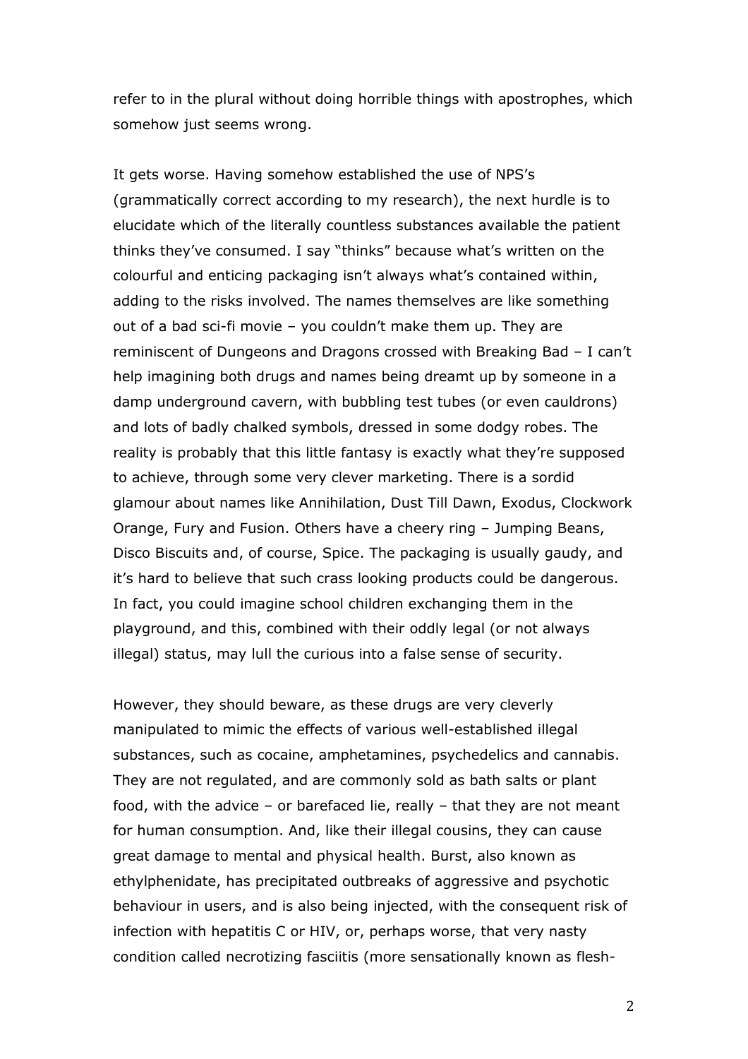refer to in the plural without doing horrible things with apostrophes, which somehow just seems wrong.

It gets worse. Having somehow established the use of NPS's (grammatically correct according to my research), the next hurdle is to elucidate which of the literally countless substances available the patient thinks they've consumed. I say "thinks" because what's written on the colourful and enticing packaging isn't always what's contained within, adding to the risks involved. The names themselves are like something out of a bad sci-fi movie – you couldn't make them up. They are reminiscent of Dungeons and Dragons crossed with Breaking Bad – I can't help imagining both drugs and names being dreamt up by someone in a damp underground cavern, with bubbling test tubes (or even cauldrons) and lots of badly chalked symbols, dressed in some dodgy robes. The reality is probably that this little fantasy is exactly what they're supposed to achieve, through some very clever marketing. There is a sordid glamour about names like Annihilation, Dust Till Dawn, Exodus, Clockwork Orange, Fury and Fusion. Others have a cheery ring – Jumping Beans, Disco Biscuits and, of course, Spice. The packaging is usually gaudy, and it's hard to believe that such crass looking products could be dangerous. In fact, you could imagine school children exchanging them in the playground, and this, combined with their oddly legal (or not always illegal) status, may lull the curious into a false sense of security.

However, they should beware, as these drugs are very cleverly manipulated to mimic the effects of various well-established illegal substances, such as cocaine, amphetamines, psychedelics and cannabis. They are not regulated, and are commonly sold as bath salts or plant food, with the advice – or barefaced lie, really – that they are not meant for human consumption. And, like their illegal cousins, they can cause great damage to mental and physical health. Burst, also known as ethylphenidate, has precipitated outbreaks of aggressive and psychotic behaviour in users, and is also being injected, with the consequent risk of infection with hepatitis C or HIV, or, perhaps worse, that very nasty condition called necrotizing fasciitis (more sensationally known as flesh-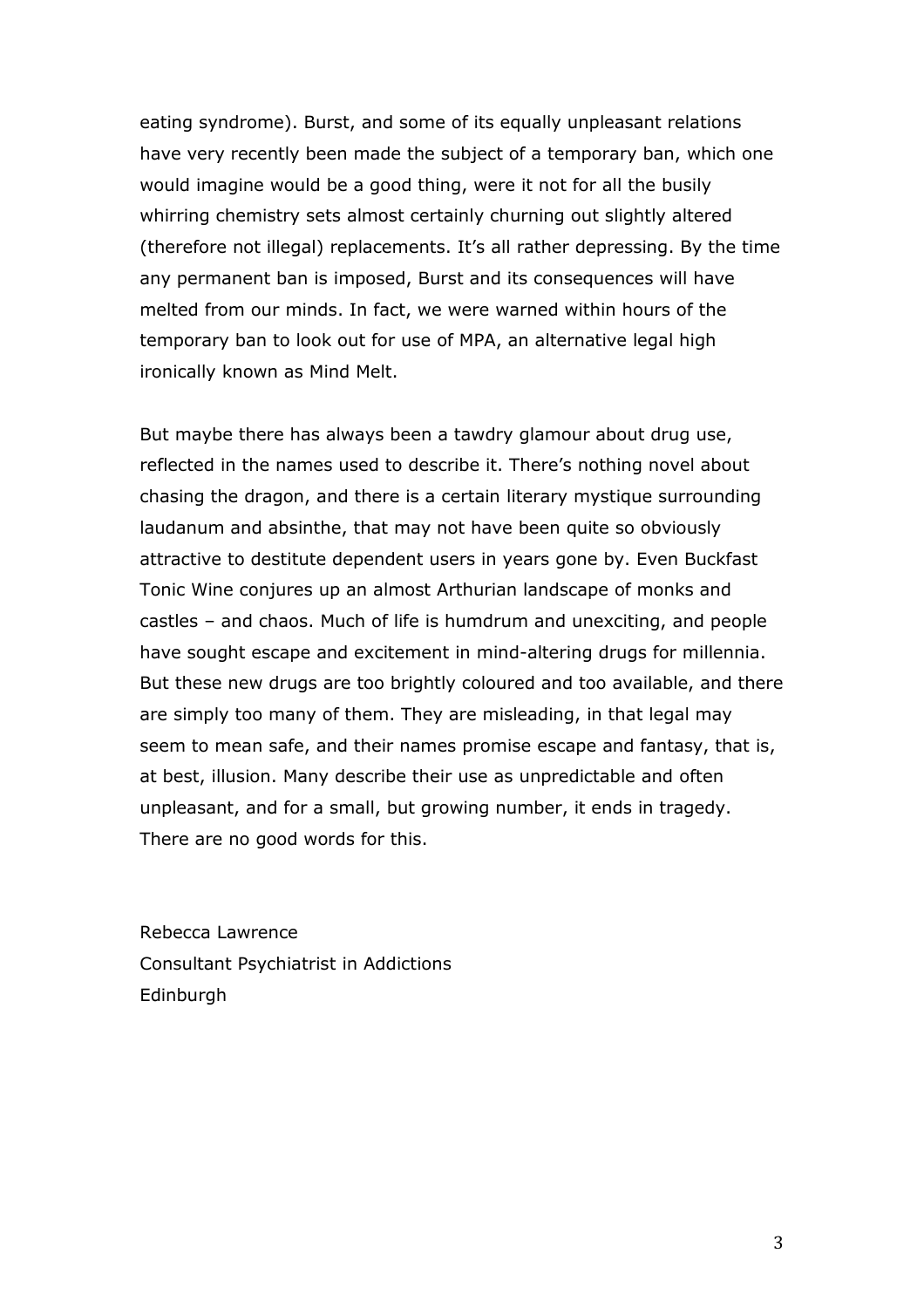eating syndrome). Burst, and some of its equally unpleasant relations have very recently been made the subject of a temporary ban, which one would imagine would be a good thing, were it not for all the busily whirring chemistry sets almost certainly churning out slightly altered (therefore not illegal) replacements. It's all rather depressing. By the time any permanent ban is imposed, Burst and its consequences will have melted from our minds. In fact, we were warned within hours of the temporary ban to look out for use of MPA, an alternative legal high ironically known as Mind Melt.

But maybe there has always been a tawdry glamour about drug use, reflected in the names used to describe it. There's nothing novel about chasing the dragon, and there is a certain literary mystique surrounding laudanum and absinthe, that may not have been quite so obviously attractive to destitute dependent users in years gone by. Even Buckfast Tonic Wine conjures up an almost Arthurian landscape of monks and castles – and chaos. Much of life is humdrum and unexciting, and people have sought escape and excitement in mind-altering drugs for millennia. But these new drugs are too brightly coloured and too available, and there are simply too many of them. They are misleading, in that legal may seem to mean safe, and their names promise escape and fantasy, that is, at best, illusion. Many describe their use as unpredictable and often unpleasant, and for a small, but growing number, it ends in tragedy. There are no good words for this.

Rebecca Lawrence  
Consultant Psychiatrist in Addictions  
Edinburgh